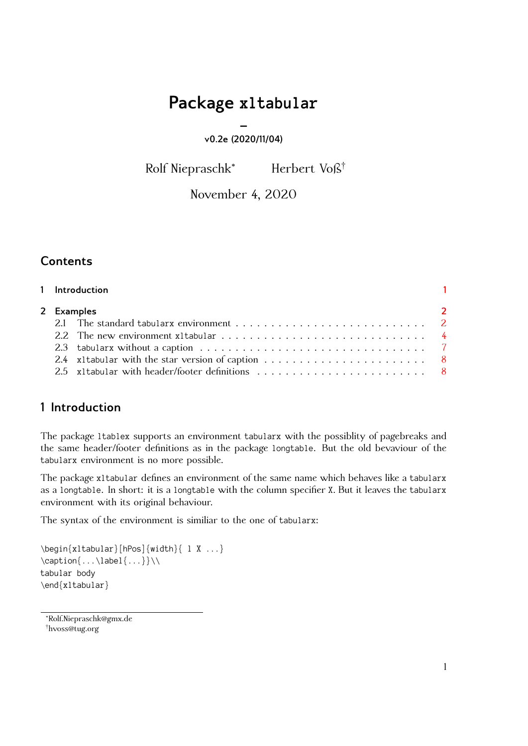# Package `xltabular`

–

v0.2e (2020/11/04)

Rolf Niepraschk[*] Herbert Voß[†]

November 4, 2020

## Contents

1 Introduction 1

2 Examples 2
- 2.1 The standard `tabularx` environment 2
- 2.2 The new environment `xltabular` 4
- 2.3 `tabularx` without a caption 7
- 2.4 `xltabular` with the star version of caption 8
- 2.5 `xltabular` with header/footer definitions 8

## 1 Introduction

The package `ltablex` supports an environment `tabularx` with the possiblity of pagebreaks and the same header/footer definitions as in the package `longtable`. But the old bevaviour of the `tabularx` environment is no more possible.

The package `xltabular` defines an environment of the same name which behaves like a `tabularx` as a `longtable`. In short: it is a `longtable` with the column specifier `X`. But it leaves the `tabularx` environment with its original behaviour.

The syntax of the environment is similiar to the one of `tabularx`:

```
\begin{xltabular}[hPos]{width}{ l X ...}
\caption{...\label{...}}\\
tabular body
\end{xltabular}
```

[*] Rolf.Niepraschk@gmx.de
[†] hvoss@tug.org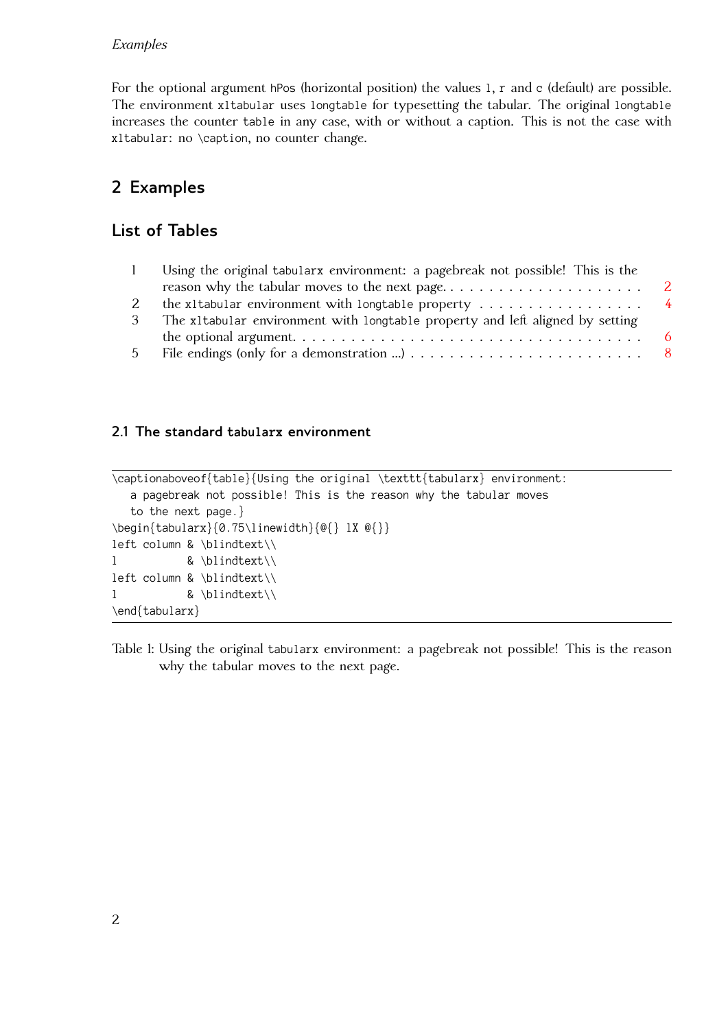For the optional argument `hPos` (horizontal position) the values `l`, `r` and `c` (default) are possible. The environment `xltabular` uses `longtable` for typesetting the tabular. The original `longtable` increases the counter `table` in any case, with or without a caption. This is not the case with `xltabular`: no `\caption`, no counter change.

## 2 Examples

## List of Tables

| | | |
|---|---|---|
| 1 | Using the original `tabularx` environment: a pagebreak not possible! This is the reason why the tabular moves to the next page. | 2 |
| 2 | the `xltabular` environment with `longtable` property | 4 |
| 3 | The `xltabular` environment with `longtable` property and left aligned by setting the optional argument. | 6 |
| 5 | File endings (only for a demonstration ...) | 8 |

### 2.1 The standard `tabularx` environment

```
\captionaboveof{table}{Using the original \texttt{tabularx} environment:
   a pagebreak not possible! This is the reason why the tabular moves
   to the next page.}
\begin{tabularx}{0.75\linewidth}{@{} lX @{}}
left column & \blindtext\\
l           & \blindtext\\
left column & \blindtext\\
l           & \blindtext\\
\end{tabularx}
```

Table 1: Using the original `tabularx` environment: a pagebreak not possible! This is the reason why the tabular moves to the next page.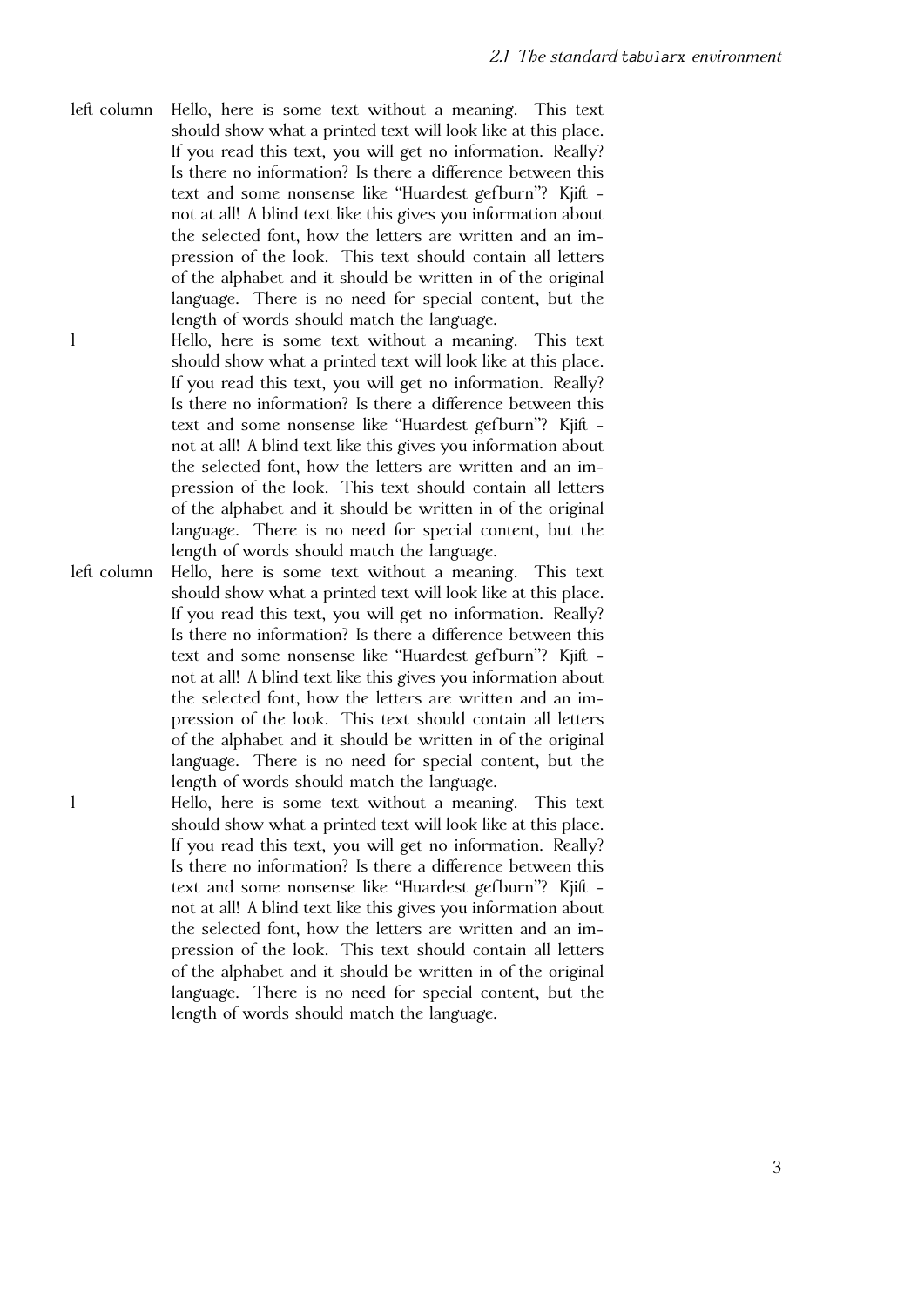| | |
|---|---|
| left column | Hello, here is some text without a meaning. This text should show what a printed text will look like at this place. If you read this text, you will get no information. Really? Is there no information? Is there a difference between this text and some nonsense like "Huardest gefburn"? Kjift - not at all! A blind text like this gives you information about the selected font, how the letters are written and an impression of the look. This text should contain all letters of the alphabet and it should be written in of the original language. There is no need for special content, but the length of words should match the language. |
| l | Hello, here is some text without a meaning. This text should show what a printed text will look like at this place. If you read this text, you will get no information. Really? Is there no information? Is there a difference between this text and some nonsense like "Huardest gefburn"? Kjift - not at all! A blind text like this gives you information about the selected font, how the letters are written and an impression of the look. This text should contain all letters of the alphabet and it should be written in of the original language. There is no need for special content, but the length of words should match the language. |
| left column | Hello, here is some text without a meaning. This text should show what a printed text will look like at this place. If you read this text, you will get no information. Really? Is there no information? Is there a difference between this text and some nonsense like "Huardest gefburn"? Kjift - not at all! A blind text like this gives you information about the selected font, how the letters are written and an impression of the look. This text should contain all letters of the alphabet and it should be written in of the original language. There is no need for special content, but the length of words should match the language. |
| l | Hello, here is some text without a meaning. This text should show what a printed text will look like at this place. If you read this text, you will get no information. Really? Is there no information? Is there a difference between this text and some nonsense like "Huardest gefburn"? Kjift - not at all! A blind text like this gives you information about the selected font, how the letters are written and an impression of the look. This text should contain all letters of the alphabet and it should be written in of the original language. There is no need for special content, but the length of words should match the language. |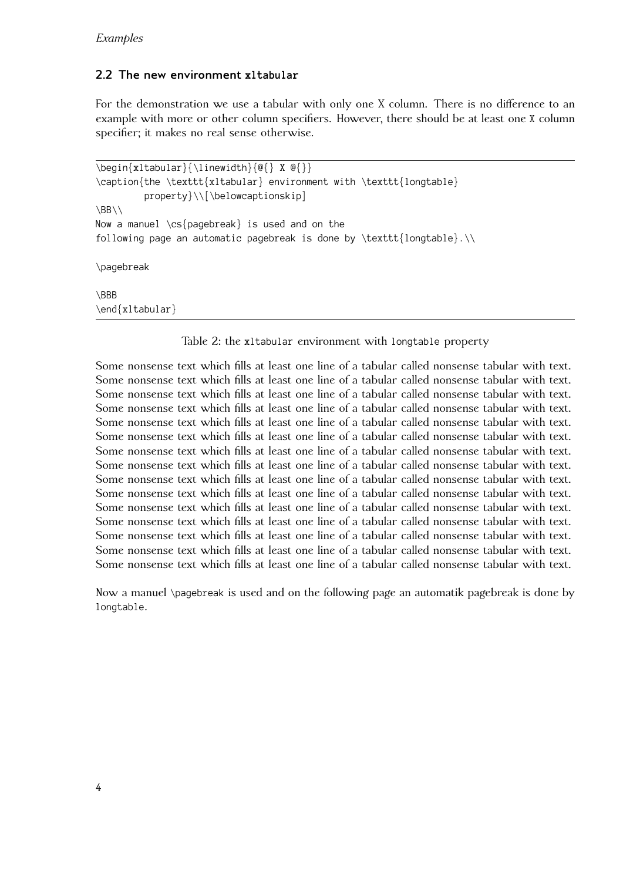## 2.2 The new environment xltabular

For the demonstration we use a tabular with only one X column. There is no difference to an example with more or other column specifiers. However, there should be at least one X column specifier; it makes no real sense otherwise.

```
\begin{xltabular}{\linewidth}{@{} X @{}}
\caption{the \texttt{xltabular} environment with \texttt{longtable}
        property}\\[\belowcaptionskip]
\BB\\
Now a manuel \cs{pagebreak} is used and on the
following page an automatic pagebreak is done by \texttt{longtable}.\\

\pagebreak

\BBB
\end{xltabular}
```

Table 2: the xltabular environment with longtable property

Some nonsense text which fills at least one line of a tabular called nonsense tabular with text.
Some nonsense text which fills at least one line of a tabular called nonsense tabular with text.
Some nonsense text which fills at least one line of a tabular called nonsense tabular with text.
Some nonsense text which fills at least one line of a tabular called nonsense tabular with text.
Some nonsense text which fills at least one line of a tabular called nonsense tabular with text.
Some nonsense text which fills at least one line of a tabular called nonsense tabular with text.
Some nonsense text which fills at least one line of a tabular called nonsense tabular with text.
Some nonsense text which fills at least one line of a tabular called nonsense tabular with text.
Some nonsense text which fills at least one line of a tabular called nonsense tabular with text.
Some nonsense text which fills at least one line of a tabular called nonsense tabular with text.
Some nonsense text which fills at least one line of a tabular called nonsense tabular with text.
Some nonsense text which fills at least one line of a tabular called nonsense tabular with text.
Some nonsense text which fills at least one line of a tabular called nonsense tabular with text.
Some nonsense text which fills at least one line of a tabular called nonsense tabular with text.
Some nonsense text which fills at least one line of a tabular called nonsense tabular with text.

Now a manuel \pagebreak is used and on the following page an automatik pagebreak is done by longtable.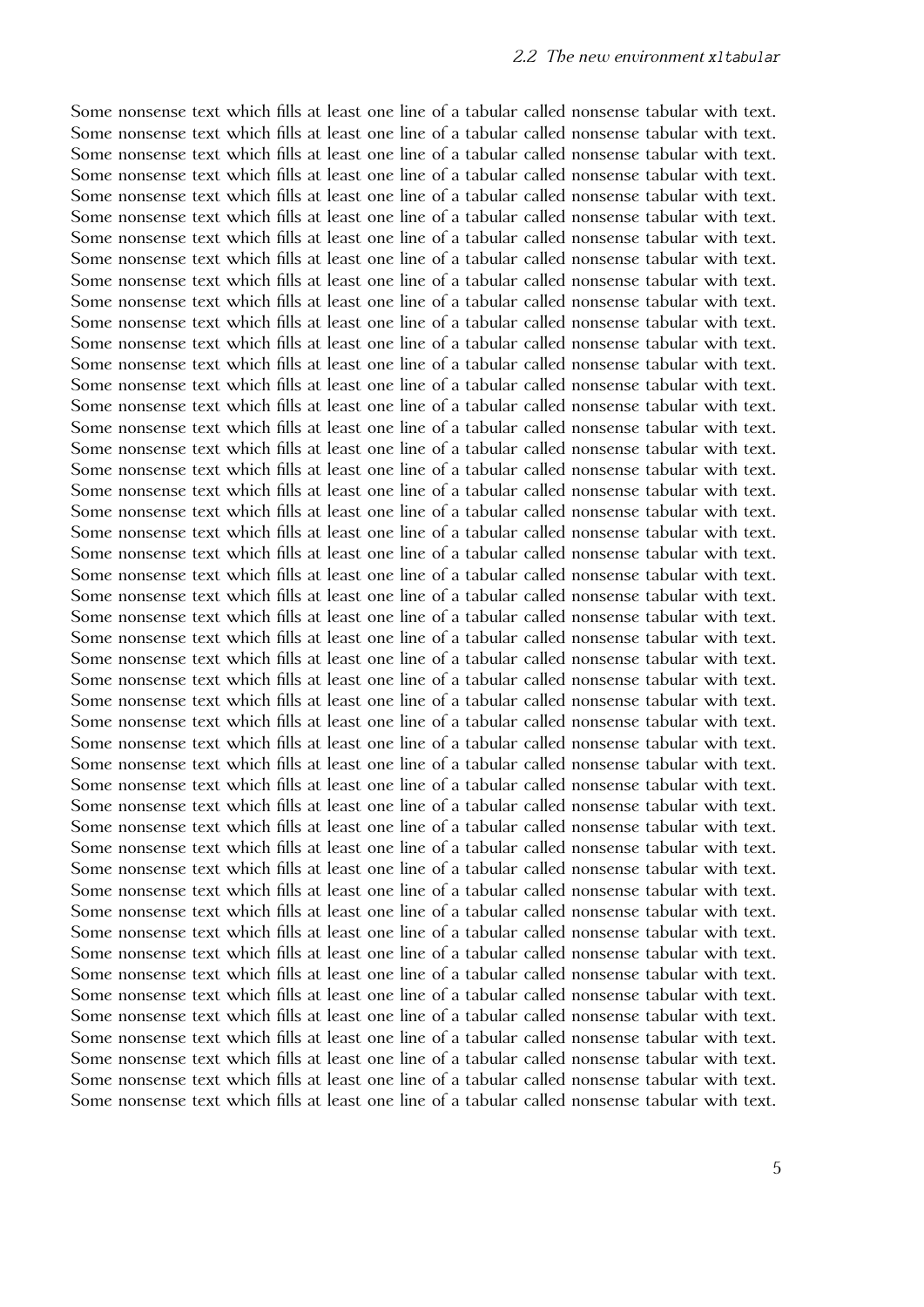Some nonsense text which fills at least one line of a tabular called nonsense tabular with text.
Some nonsense text which fills at least one line of a tabular called nonsense tabular with text.
Some nonsense text which fills at least one line of a tabular called nonsense tabular with text.
Some nonsense text which fills at least one line of a tabular called nonsense tabular with text.
Some nonsense text which fills at least one line of a tabular called nonsense tabular with text.
Some nonsense text which fills at least one line of a tabular called nonsense tabular with text.
Some nonsense text which fills at least one line of a tabular called nonsense tabular with text.
Some nonsense text which fills at least one line of a tabular called nonsense tabular with text.
Some nonsense text which fills at least one line of a tabular called nonsense tabular with text.
Some nonsense text which fills at least one line of a tabular called nonsense tabular with text.
Some nonsense text which fills at least one line of a tabular called nonsense tabular with text.
Some nonsense text which fills at least one line of a tabular called nonsense tabular with text.
Some nonsense text which fills at least one line of a tabular called nonsense tabular with text.
Some nonsense text which fills at least one line of a tabular called nonsense tabular with text.
Some nonsense text which fills at least one line of a tabular called nonsense tabular with text.
Some nonsense text which fills at least one line of a tabular called nonsense tabular with text.
Some nonsense text which fills at least one line of a tabular called nonsense tabular with text.
Some nonsense text which fills at least one line of a tabular called nonsense tabular with text.
Some nonsense text which fills at least one line of a tabular called nonsense tabular with text.
Some nonsense text which fills at least one line of a tabular called nonsense tabular with text.
Some nonsense text which fills at least one line of a tabular called nonsense tabular with text.
Some nonsense text which fills at least one line of a tabular called nonsense tabular with text.
Some nonsense text which fills at least one line of a tabular called nonsense tabular with text.
Some nonsense text which fills at least one line of a tabular called nonsense tabular with text.
Some nonsense text which fills at least one line of a tabular called nonsense tabular with text.
Some nonsense text which fills at least one line of a tabular called nonsense tabular with text.
Some nonsense text which fills at least one line of a tabular called nonsense tabular with text.
Some nonsense text which fills at least one line of a tabular called nonsense tabular with text.
Some nonsense text which fills at least one line of a tabular called nonsense tabular with text.
Some nonsense text which fills at least one line of a tabular called nonsense tabular with text.
Some nonsense text which fills at least one line of a tabular called nonsense tabular with text.
Some nonsense text which fills at least one line of a tabular called nonsense tabular with text.
Some nonsense text which fills at least one line of a tabular called nonsense tabular with text.
Some nonsense text which fills at least one line of a tabular called nonsense tabular with text.
Some nonsense text which fills at least one line of a tabular called nonsense tabular with text.
Some nonsense text which fills at least one line of a tabular called nonsense tabular with text.
Some nonsense text which fills at least one line of a tabular called nonsense tabular with text.
Some nonsense text which fills at least one line of a tabular called nonsense tabular with text.
Some nonsense text which fills at least one line of a tabular called nonsense tabular with text.
Some nonsense text which fills at least one line of a tabular called nonsense tabular with text.
Some nonsense text which fills at least one line of a tabular called nonsense tabular with text.
Some nonsense text which fills at least one line of a tabular called nonsense tabular with text.
Some nonsense text which fills at least one line of a tabular called nonsense tabular with text.
Some nonsense text which fills at least one line of a tabular called nonsense tabular with text.
Some nonsense text which fills at least one line of a tabular called nonsense tabular with text.
Some nonsense text which fills at least one line of a tabular called nonsense tabular with text.
Some nonsense text which fills at least one line of a tabular called nonsense tabular with text.
Some nonsense text which fills at least one line of a tabular called nonsense tabular with text.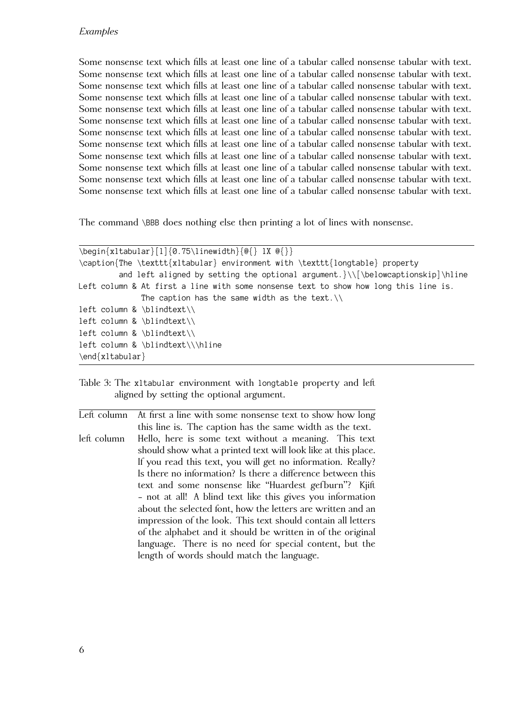Some nonsense text which fills at least one line of a tabular called nonsense tabular with text.
Some nonsense text which fills at least one line of a tabular called nonsense tabular with text.
Some nonsense text which fills at least one line of a tabular called nonsense tabular with text.
Some nonsense text which fills at least one line of a tabular called nonsense tabular with text.
Some nonsense text which fills at least one line of a tabular called nonsense tabular with text.
Some nonsense text which fills at least one line of a tabular called nonsense tabular with text.
Some nonsense text which fills at least one line of a tabular called nonsense tabular with text.
Some nonsense text which fills at least one line of a tabular called nonsense tabular with text.
Some nonsense text which fills at least one line of a tabular called nonsense tabular with text.
Some nonsense text which fills at least one line of a tabular called nonsense tabular with text.
Some nonsense text which fills at least one line of a tabular called nonsense tabular with text.
Some nonsense text which fills at least one line of a tabular called nonsense tabular with text.

The command `\BBB` does nothing else then printing a lot of lines with nonsense.

```
\begin{xltabular}[l]{0.75\linewidth}{@{} lX @{}}
\caption{The \texttt{xltabular} environment with \texttt{longtable} property
        and left aligned by setting the optional argument.}\\[\belowcaptionskip]\hline
Left column & At first a line with some nonsense text to show how long this line is.
            The caption has the same width as the text.\\
left column & \blindtext\\
left column & \blindtext\\
left column & \blindtext\\
left column & \blindtext\\\hline
\end{xltabular}
```

Table 3: The `xltabular` environment with `longtable` property and left aligned by setting the optional argument.

| | |
|---|---|
| Left column | At first a line with some nonsense text to show how long this line is. The caption has the same width as the text. |
| left column | Hello, here is some text without a meaning. This text should show what a printed text will look like at this place. If you read this text, you will get no information. Really? Is there no information? Is there a difference between this text and some nonsense like "Huardest gefburn"? Kjift – not at all! A blind text like this gives you information about the selected font, how the letters are written and an impression of the look. This text should contain all letters of the alphabet and it should be written in of the original language. There is no need for special content, but the length of words should match the language. |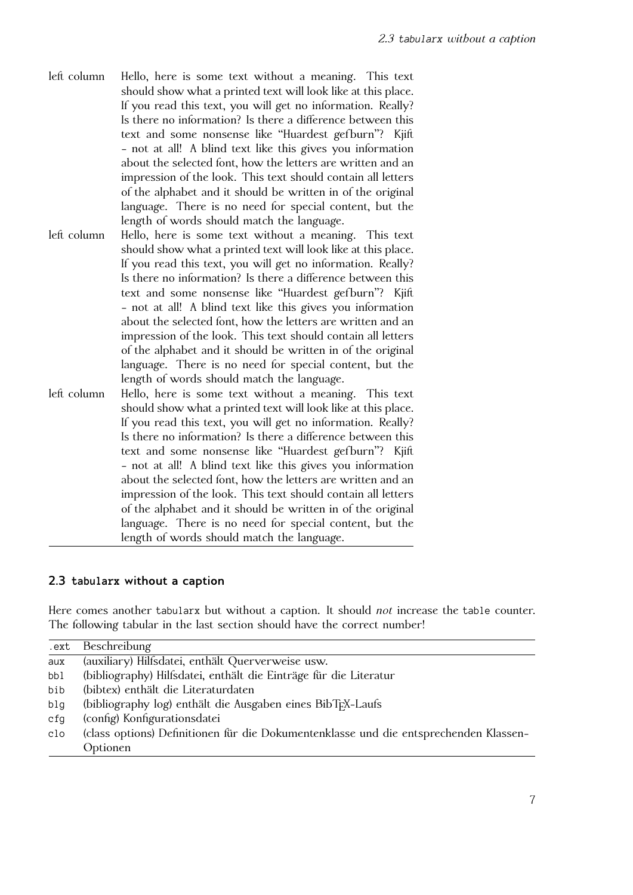| | |
|---|---|
| left column | Hello, here is some text without a meaning. This text should show what a printed text will look like at this place. If you read this text, you will get no information. Really? Is there no information? Is there a difference between this text and some nonsense like "Huardest gefburn"? Kjift - not at all! A blind text like this gives you information about the selected font, how the letters are written and an impression of the look. This text should contain all letters of the alphabet and it should be written in of the original language. There is no need for special content, but the length of words should match the language. |
| left column | Hello, here is some text without a meaning. This text should show what a printed text will look like at this place. If you read this text, you will get no information. Really? Is there no information? Is there a difference between this text and some nonsense like "Huardest gefburn"? Kjift - not at all! A blind text like this gives you information about the selected font, how the letters are written and an impression of the look. This text should contain all letters of the alphabet and it should be written in of the original language. There is no need for special content, but the length of words should match the language. |
| left column | Hello, here is some text without a meaning. This text should show what a printed text will look like at this place. If you read this text, you will get no information. Really? Is there no information? Is there a difference between this text and some nonsense like "Huardest gefburn"? Kjift - not at all! A blind text like this gives you information about the selected font, how the letters are written and an impression of the look. This text should contain all letters of the alphabet and it should be written in of the original language. There is no need for special content, but the length of words should match the language. |

### 2.3 `tabularx` without a caption

Here comes another `tabularx` but without a caption. It should *not* increase the `table` counter. The following tabular in the last section should have the correct number!

| `.ext` | Beschreibung |
|---|---|
| `aux` | (auxiliary) Hilfsdatei, enthält Querverweise usw. |
| `bbl` | (bibliography) Hilfsdatei, enthält die Einträge für die Literatur |
| `bib` | (bibtex) enthält die Literaturdaten |
| `blg` | (bibliography log) enthält die Ausgaben eines BibTeX-Laufs |
| `cfg` | (config) Konfigurationsdatei |
| `clo` | (class options) Definitionen für die Dokumentenklasse und die entsprechenden Klassen-Optionen |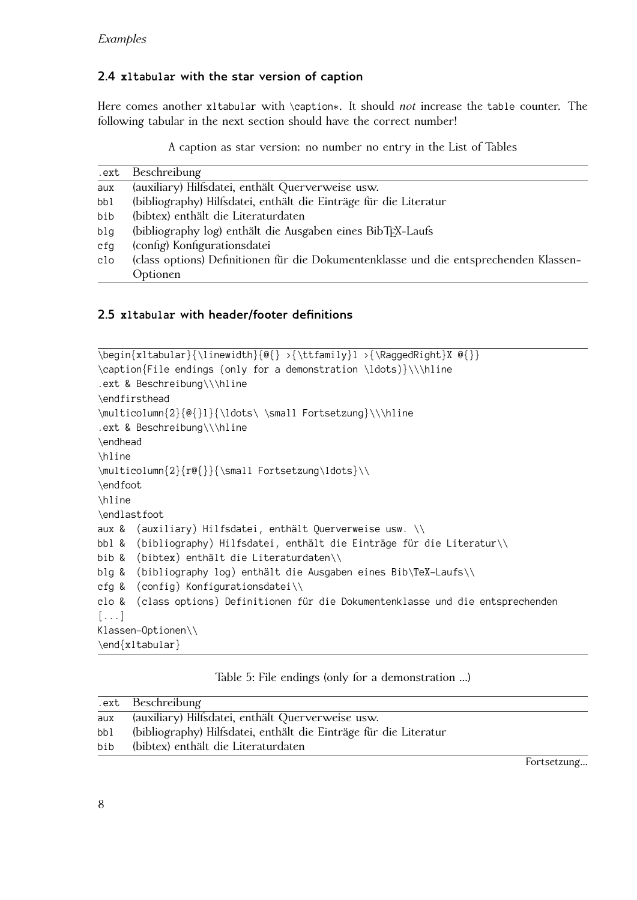## 2.4 xltabular with the star version of caption

Here comes another xltabular with \caption*. It should *not* increase the table counter. The following tabular in the next section should have the correct number!

A caption as star version: no number no entry in the List of Tables

| .ext | Beschreibung |
|---|---|
| aux | (auxiliary) Hilfsdatei, enthält Querverweise usw. |
| bbl | (bibliography) Hilfsdatei, enthält die Einträge für die Literatur |
| bib | (bibtex) enthält die Literaturdaten |
| blg | (bibliography log) enthält die Ausgaben eines BibTEX-Laufs |
| cfg | (config) Konfigurationsdatei |
| clo | (class options) Definitionen für die Dokumentenklasse und die entsprechenden Klassen-Optionen |

## 2.5 xltabular with header/footer definitions

```
\begin{xltabular}{\linewidth}{@{} >{\ttfamily}l >{\RaggedRight}X @{}}
\caption{File endings (only for a demonstration \ldots)}\\\hline
.ext & Beschreibung\\\hline
\endfirsthead
\multicolumn{2}{@{}l}{\ldots\ \small Fortsetzung}\\\hline
.ext & Beschreibung\\\hline
\endhead
\hline
\multicolumn{2}{r@{}}{\small Fortsetzung\ldots}\\
\endfoot
\hline
\endlastfoot
aux &  (auxiliary) Hilfsdatei, enthält Querverweise usw. \\
bbl &  (bibliography) Hilfsdatei, enthält die Einträge für die Literatur\\
bib &  (bibtex) enthält die Literaturdaten\\
blg &  (bibliography log) enthält die Ausgaben eines Bib\TeX-Laufs\\
cfg &  (config) Konfigurationsdatei\\
clo &  (class options) Definitionen für die Dokumentenklasse und die entsprechenden
[...]
Klassen-Optionen\\
\end{xltabular}
```

Table 5: File endings (only for a demonstration ...)

| .ext | Beschreibung |
|---|---|
| aux | (auxiliary) Hilfsdatei, enthält Querverweise usw. |
| bbl | (bibliography) Hilfsdatei, enthält die Einträge für die Literatur |
| bib | (bibtex) enthält die Literaturdaten |

Fortsetzung...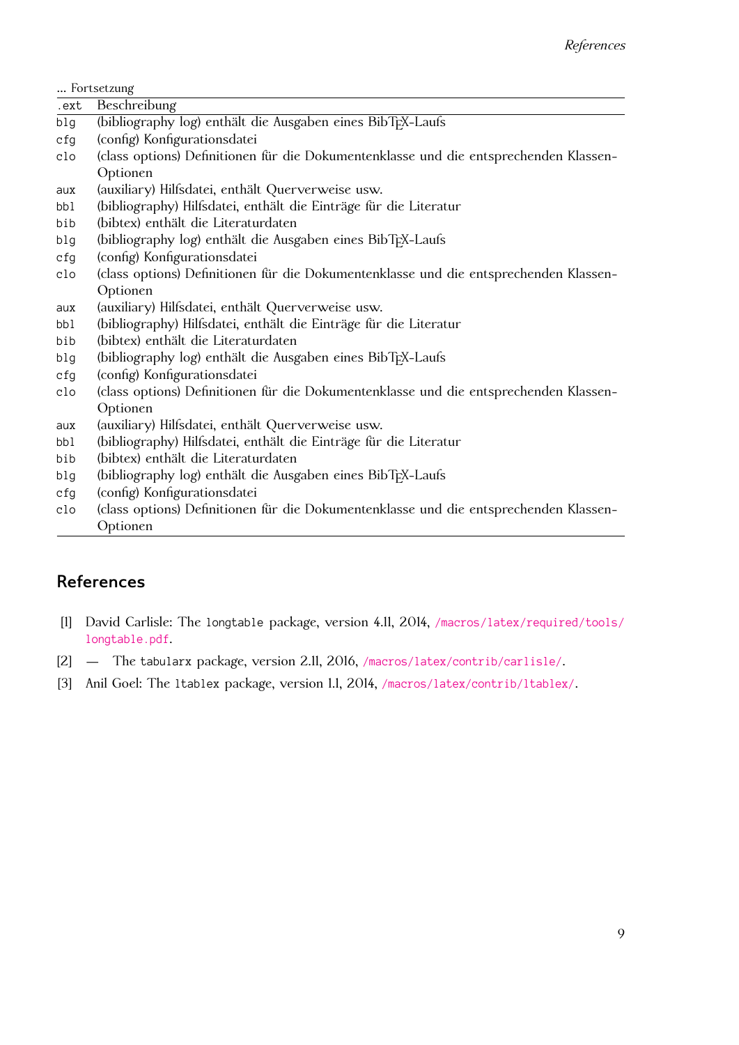... Fortsetzung

| .ext | Beschreibung |
|---|---|
| blg | (bibliography log) enthält die Ausgaben eines BibTEX-Laufs |
| cfg | (config) Konfigurationsdatei |
| clo | (class options) Definitionen für die Dokumentenklasse und die entsprechenden Klassen-Optionen |
| aux | (auxiliary) Hilfsdatei, enthält Querverweise usw. |
| bbl | (bibliography) Hilfsdatei, enthält die Einträge für die Literatur |
| bib | (bibtex) enthält die Literaturdaten |
| blg | (bibliography log) enthält die Ausgaben eines BibTEX-Laufs |
| cfg | (config) Konfigurationsdatei |
| clo | (class options) Definitionen für die Dokumentenklasse und die entsprechenden Klassen-Optionen |
| aux | (auxiliary) Hilfsdatei, enthält Querverweise usw. |
| bbl | (bibliography) Hilfsdatei, enthält die Einträge für die Literatur |
| bib | (bibtex) enthält die Literaturdaten |
| blg | (bibliography log) enthält die Ausgaben eines BibTEX-Laufs |
| cfg | (config) Konfigurationsdatei |
| clo | (class options) Definitionen für die Dokumentenklasse und die entsprechenden Klassen-Optionen |
| aux | (auxiliary) Hilfsdatei, enthält Querverweise usw. |
| bbl | (bibliography) Hilfsdatei, enthält die Einträge für die Literatur |
| bib | (bibtex) enthält die Literaturdaten |
| blg | (bibliography log) enthält die Ausgaben eines BibTEX-Laufs |
| cfg | (config) Konfigurationsdatei |
| clo | (class options) Definitionen für die Dokumentenklasse und die entsprechenden Klassen-Optionen |

## References

[1] David Carlisle: The `longtable` package, version 4.11, 2014, `/macros/latex/required/tools/longtable.pdf`.

[2] — The `tabularx` package, version 2.11, 2016, `/macros/latex/contrib/carlisle/`.

[3] Anil Goel: The `ltablex` package, version 1.1, 2014, `/macros/latex/contrib/ltablex/`.